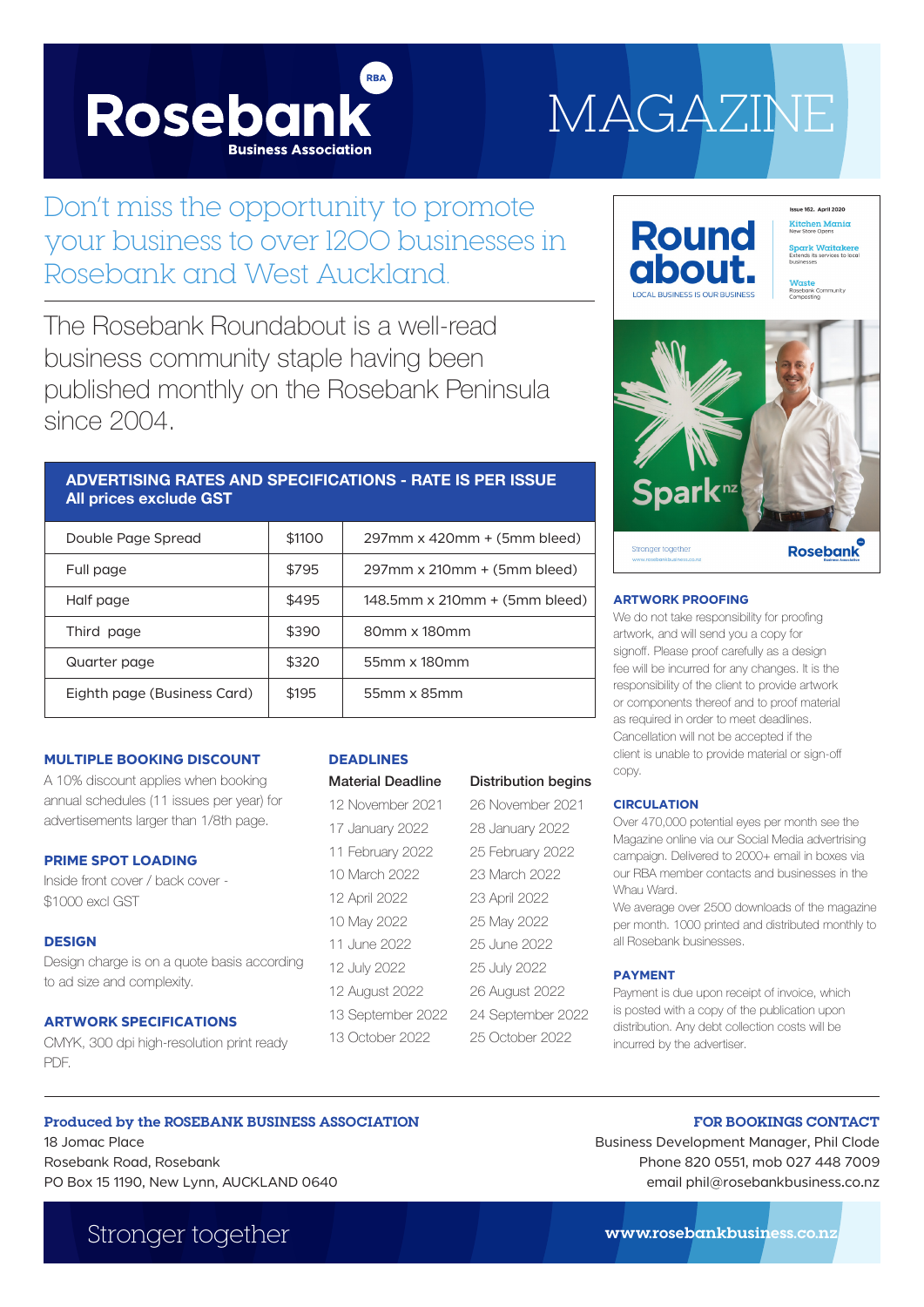# Rosebank Business Association MAGAZINE

## Don't miss the opportunity to promote your business to over 1200 businesses in Rosebank and West Auckland.

The Rosebank Roundabout is a well-read business community staple having been published monthly on the Rosebank Peninsula since 2004.

| ADVERTISING RATES AND SPECIFICATIONS - RATE IS PER ISSUE All prices exclude GST | | |
|---|---|---|
| Double Page Spread | $1100 | 297mm x 420mm + (5mm bleed) |
| Full page | $795 | 297mm x 210mm + (5mm bleed) |
| Half page | $495 | 148.5mm x 210mm + (5mm bleed) |
| Third page | $390 | 80mm x 180mm |
| Quarter page | $320 | 55mm x 180mm |
| Eighth page (Business Card) | $195 | 55mm x 85mm |

### MULTIPLE BOOKING DISCOUNT

A 10% discount applies when booking annual schedules (11 issues per year) for advertisements larger than 1/8th page.

### PRIME SPOT LOADING

Inside front cover / back cover - $1000 excl GST

### DESIGN

Design charge is on a quote basis according to ad size and complexity.

### ARTWORK SPECIFICATIONS

CMYK, 300 dpi high-resolution print ready PDF.

### DEADLINES

| Material Deadline | Distribution begins |
|---|---|
| 12 November 2021 | 26 November 2021 |
| 17 January 2022 | 28 January 2022 |
| 11 February 2022 | 25 February 2022 |
| 10 March 2022 | 23 March 2022 |
| 12 April 2022 | 23 April 2022 |
| 10 May 2022 | 25 May 2022 |
| 11 June 2022 | 25 June 2022 |
| 12 July 2022 | 25 July 2022 |
| 12 August 2022 | 26 August 2022 |
| 13 September 2022 | 24 September 2022 |
| 13 October 2022 | 25 October 2022 |

### ARTWORK PROOFING

We do not take responsibility for proofing artwork, and will send you a copy for signoff. Please proof carefully as a design fee will be incurred for any changes. It is the responsibility of the client to provide artwork or components thereof and to proof material as required in order to meet deadlines. Cancellation will not be accepted if the client is unable to provide material or sign-off copy.

### CIRCULATION

Over 470,000 potential eyes per month see the Magazine online via our Social Media advertising campaign. Delivered to 2000+ email in boxes via our RBA member contacts and businesses in the Whau Ward.

We average over 2500 downloads of the magazine per month. 1000 printed and distributed monthly to all Rosebank businesses.

### PAYMENT

Payment is due upon receipt of invoice, which is posted with a copy of the publication upon distribution. Any debt collection costs will be incurred by the advertiser.

**Produced by the ROSEBANK BUSINESS ASSOCIATION**

18 Jomac Place
Rosebank Road, Rosebank
PO Box 15 1190, New Lynn, AUCKLAND 0640

**FOR BOOKINGS CONTACT**

Business Development Manager, Phil Clode
Phone 820 0551, mob 027 448 7009
email phil@rosebankbusiness.co.nz

Stronger together

www.rosebankbusiness.co.nz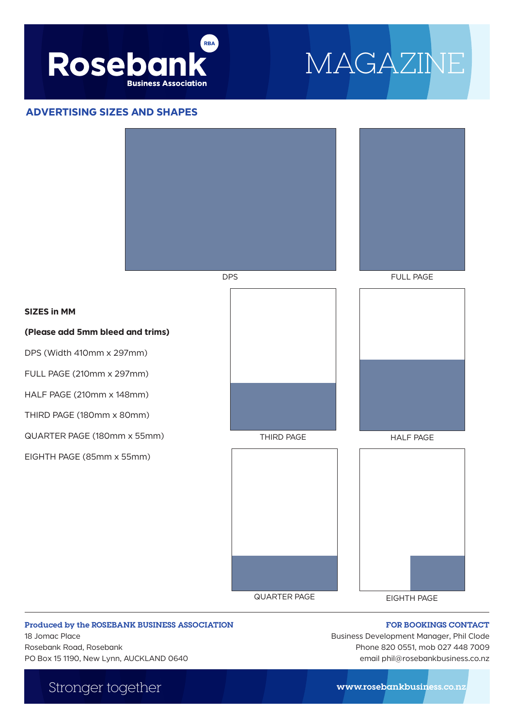# Rosebank Business Association MAGAZINE

## ADVERTISING SIZES AND SHAPES

DPS

FULL PAGE

THIRD PAGE

HALF PAGE

QUARTER PAGE

EIGHTH PAGE

**SIZES in MM**

**(Please add 5mm bleed and trims)**

DPS (Width 410mm x 297mm)

FULL PAGE (210mm x 297mm)

HALF PAGE (210mm x 148mm)

THIRD PAGE (180mm x 80mm)

QUARTER PAGE (180mm x 55mm)

EIGHTH PAGE (85mm x 55mm)

---

**Produced by the ROSEBANK BUSINESS ASSOCIATION**
18 Jomac Place
Rosebank Road, Rosebank
PO Box 15 1190, New Lynn, AUCKLAND 0640

**FOR BOOKINGS CONTACT**
Business Development Manager, Phil Clode
Phone 820 0551, mob 027 448 7009
email phil@rosebankbusiness.co.nz

Stronger together

www.rosebankbusiness.co.nz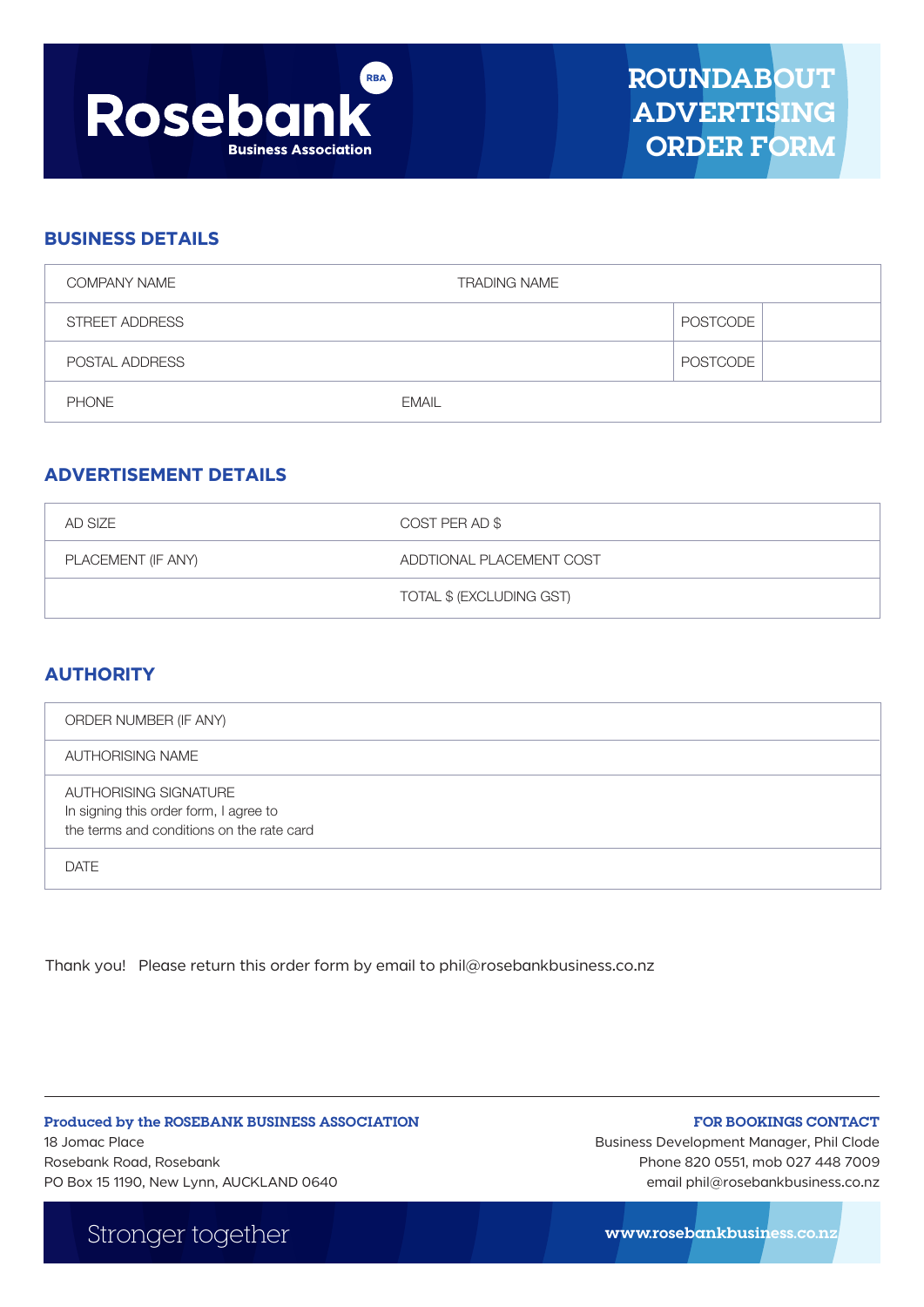Rosebank Business Association (RBA)

# ROUNDABOUT ADVERTISING ORDER FORM

## BUSINESS DETAILS

| | | | |
|---|---|---|---|
| COMPANY NAME | TRADING NAME | | |
| STREET ADDRESS | | POSTCODE | |
| POSTAL ADDRESS | | POSTCODE | |
| PHONE | EMAIL | | |

## ADVERTISEMENT DETAILS

| | |
|---|---|
| AD SIZE | COST PER AD $ |
| PLACEMENT (IF ANY) | ADDTIONAL PLACEMENT COST |
| | TOTAL $ (EXCLUDING GST) |

## AUTHORITY

| |
|---|
| ORDER NUMBER (IF ANY) |
| AUTHORISING NAME |
| AUTHORISING SIGNATURE<br>In signing this order form, I agree to the terms and conditions on the rate card |
| DATE |

Thank you! Please return this order form by email to phil@rosebankbusiness.co.nz

**Produced by the ROSEBANK BUSINESS ASSOCIATION**
18 Jomac Place
Rosebank Road, Rosebank
PO Box 15 1190, New Lynn, AUCKLAND 0640

**FOR BOOKINGS CONTACT**
Business Development Manager, Phil Clode
Phone 820 0551, mob 027 448 7009
email phil@rosebankbusiness.co.nz

Stronger together

www.rosebankbusiness.co.nz